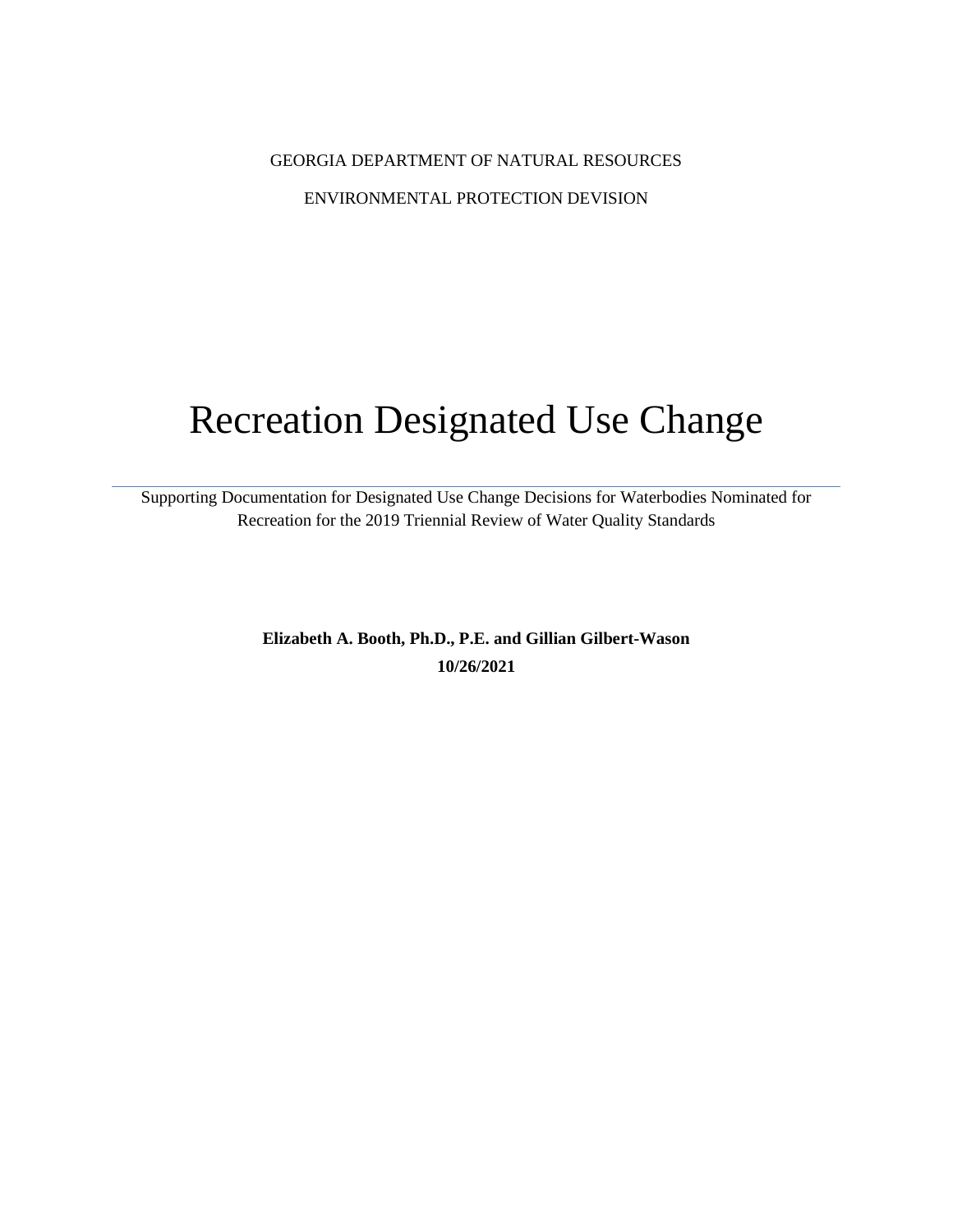GEORGIA DEPARTMENT OF NATURAL RESOURCES

ENVIRONMENTAL PROTECTION DEVISION

# Recreation Designated Use Change

Supporting Documentation for Designated Use Change Decisions for Waterbodies Nominated for Recreation for the 2019 Triennial Review of Water Quality Standards

**Elizabeth A. Booth, Ph.D., P.E. and Gillian Gilbert-Wason**

**10/26/2021**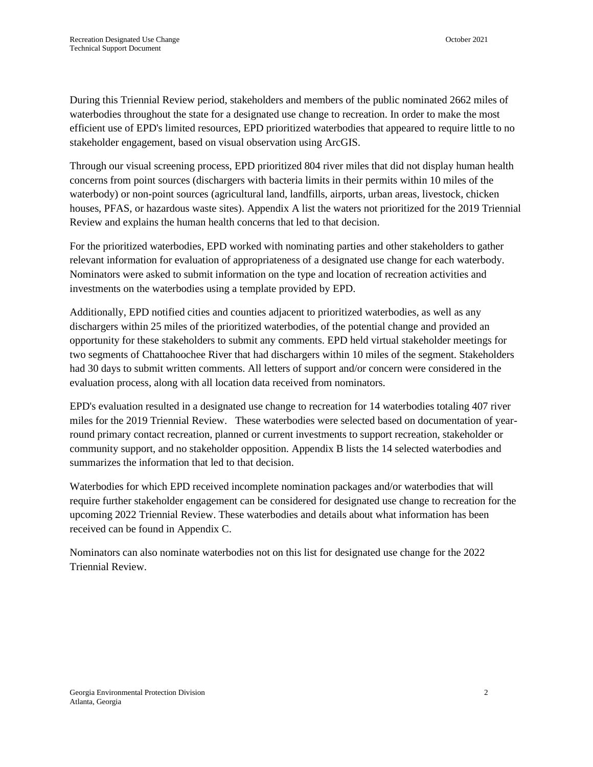During this Triennial Review period, stakeholders and members of the public nominated 2662 miles of waterbodies throughout the state for a designated use change to recreation. In order to make the most efficient use of EPD's limited resources, EPD prioritized waterbodies that appeared to require little to no stakeholder engagement, based on visual observation using ArcGIS.

Through our visual screening process, EPD prioritized 804 river miles that did not display human health concerns from point sources (dischargers with bacteria limits in their permits within 10 miles of the waterbody) or non-point sources (agricultural land, landfills, airports, urban areas, livestock, chicken houses, PFAS, or hazardous waste sites). Appendix A list the waters not prioritized for the 2019 Triennial Review and explains the human health concerns that led to that decision.

For the prioritized waterbodies, EPD worked with nominating parties and other stakeholders to gather relevant information for evaluation of appropriateness of a designated use change for each waterbody. Nominators were asked to submit information on the type and location of recreation activities and investments on the waterbodies using a template provided by EPD.

Additionally, EPD notified cities and counties adjacent to prioritized waterbodies, as well as any dischargers within 25 miles of the prioritized waterbodies, of the potential change and provided an opportunity for these stakeholders to submit any comments. EPD held virtual stakeholder meetings for two segments of Chattahoochee River that had dischargers within 10 miles of the segment. Stakeholders had 30 days to submit written comments. All letters of support and/or concern were considered in the evaluation process, along with all location data received from nominators.

EPD's evaluation resulted in a designated use change to recreation for 14 waterbodies totaling 407 river miles for the 2019 Triennial Review. These waterbodies were selected based on documentation of year-round primary contact recreation, planned or current investments to support recreation, stakeholder or community support, and no stakeholder opposition. Appendix B lists the 14 selected waterbodies and summarizes the information that led to that decision.

Waterbodies for which EPD received incomplete nomination packages and/or waterbodies that will require further stakeholder engagement can be considered for designated use change to recreation for the upcoming 2022 Triennial Review. These waterbodies and details about what information has been received can be found in Appendix C.

Nominators can also nominate waterbodies not on this list for designated use change for the 2022 Triennial Review.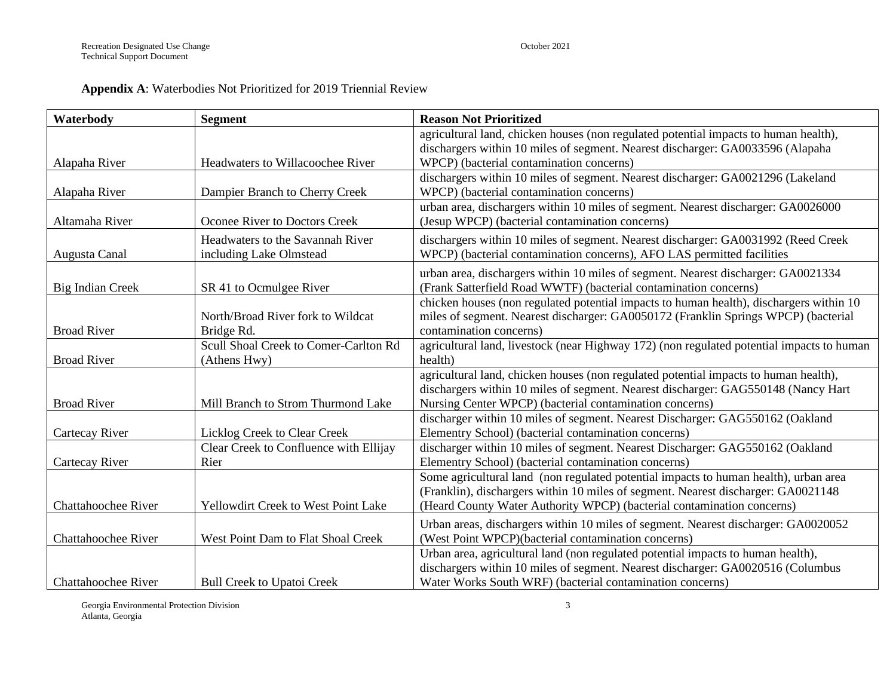**Appendix A**: Waterbodies Not Prioritized for 2019 Triennial Review

| Waterbody | Segment | Reason Not Prioritized |
|---|---|---|
| Alapaha River | Headwaters to Willacoochee River | agricultural land, chicken houses (non regulated potential impacts to human health), dischargers within 10 miles of segment. Nearest discharger: GA0033596 (Alapaha WPCP) (bacterial contamination concerns) |
| Alapaha River | Dampier Branch to Cherry Creek | dischargers within 10 miles of segment. Nearest discharger: GA0021296 (Lakeland WPCP) (bacterial contamination concerns) |
| Altamaha River | Oconee River to Doctors Creek | urban area, dischargers within 10 miles of segment. Nearest discharger: GA0026000 (Jesup WPCP) (bacterial contamination concerns) |
| Augusta Canal | Headwaters to the Savannah River including Lake Olmstead | dischargers within 10 miles of segment. Nearest discharger: GA0031992 (Reed Creek WPCP) (bacterial contamination concerns), AFO LAS permitted facilities |
| Big Indian Creek | SR 41 to Ocmulgee River | urban area, dischargers within 10 miles of segment. Nearest discharger: GA0021334 (Frank Satterfield Road WWTF) (bacterial contamination concerns) |
| Broad River | North/Broad River fork to Wildcat Bridge Rd. | chicken houses (non regulated potential impacts to human health), dischargers within 10 miles of segment. Nearest discharger: GA0050172 (Franklin Springs WPCP) (bacterial contamination concerns) |
| Broad River | Scull Shoal Creek to Comer-Carlton Rd (Athens Hwy) | agricultural land, livestock (near Highway 172) (non regulated potential impacts to human health) |
| Broad River | Mill Branch to Strom Thurmond Lake | agricultural land, chicken houses (non regulated potential impacts to human health), dischargers within 10 miles of segment. Nearest discharger: GAG550148 (Nancy Hart Nursing Center WPCP) (bacterial contamination concerns) |
| Cartecay River | Licklog Creek to Clear Creek | discharger within 10 miles of segment. Nearest Discharger: GAG550162 (Oakland Elementry School) (bacterial contamination concerns) |
| Cartecay River | Clear Creek to Confluence with Ellijay Rier | discharger within 10 miles of segment. Nearest Discharger: GAG550162 (Oakland Elementry School) (bacterial contamination concerns) |
| Chattahoochee River | Yellowdirt Creek to West Point Lake | Some agricultural land (non regulated potential impacts to human health), urban area (Franklin), dischargers within 10 miles of segment. Nearest discharger: GA0021148 (Heard County Water Authority WPCP) (bacterial contamination concerns) |
| Chattahoochee River | West Point Dam to Flat Shoal Creek | Urban areas, dischargers within 10 miles of segment. Nearest discharger: GA0020052 (West Point WPCP)(bacterial contamination concerns) |
| Chattahoochee River | Bull Creek to Upatoi Creek | Urban area, agricultural land (non regulated potential impacts to human health), dischargers within 10 miles of segment. Nearest discharger: GA0020516 (Columbus Water Works South WRF) (bacterial contamination concerns) |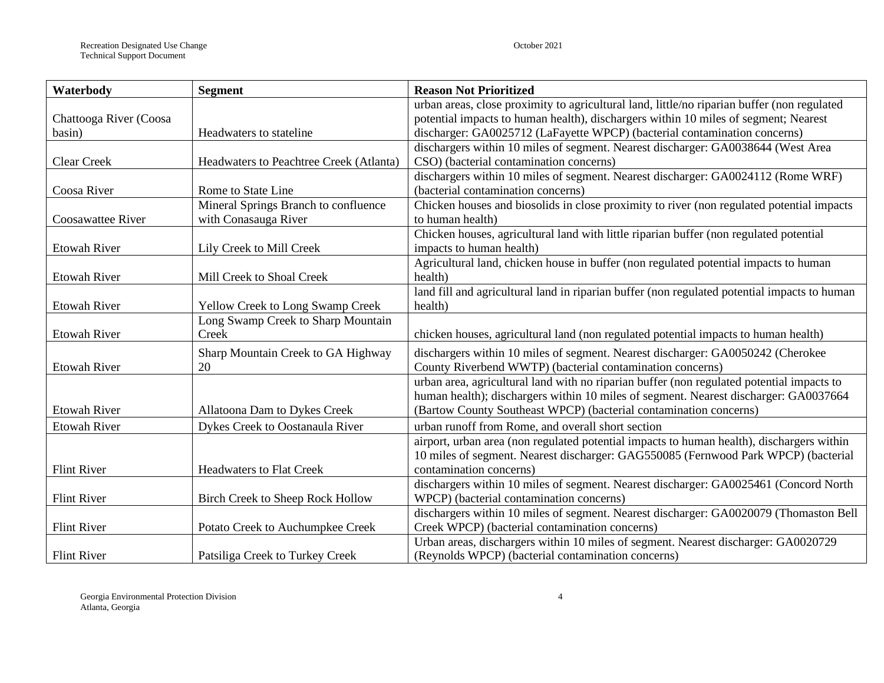| Waterbody | Segment | Reason Not Prioritized |
|---|---|---|
| Chattooga River (Coosa basin) | Headwaters to stateline | urban areas, close proximity to agricultural land, little/no riparian buffer (non regulated potential impacts to human health), dischargers within 10 miles of segment; Nearest discharger: GA0025712 (LaFayette WPCP) (bacterial contamination concerns) |
| Clear Creek | Headwaters to Peachtree Creek (Atlanta) | dischargers within 10 miles of segment. Nearest discharger: GA0038644 (West Area CSO) (bacterial contamination concerns) |
| Coosa River | Rome to State Line | dischargers within 10 miles of segment. Nearest discharger: GA0024112 (Rome WRF) (bacterial contamination concerns) |
| Coosawattee River | Mineral Springs Branch to confluence with Conasauga River | Chicken houses and biosolids in close proximity to river (non regulated potential impacts to human health) |
| Etowah River | Lily Creek to Mill Creek | Chicken houses, agricultural land with little riparian buffer (non regulated potential impacts to human health) |
| Etowah River | Mill Creek to Shoal Creek | Agricultural land, chicken house in buffer (non regulated potential impacts to human health) |
| Etowah River | Yellow Creek to Long Swamp Creek | land fill and agricultural land in riparian buffer (non regulated potential impacts to human health) |
| Etowah River | Long Swamp Creek to Sharp Mountain Creek | chicken houses, agricultural land (non regulated potential impacts to human health) |
| Etowah River | Sharp Mountain Creek to GA Highway 20 | dischargers within 10 miles of segment. Nearest discharger: GA0050242 (Cherokee County Riverbend WWTP) (bacterial contamination concerns) |
| Etowah River | Allatoona Dam to Dykes Creek | urban area, agricultural land with no riparian buffer (non regulated potential impacts to human health); dischargers within 10 miles of segment. Nearest discharger: GA0037664 (Bartow County Southeast WPCP) (bacterial contamination concerns) |
| Etowah River | Dykes Creek to Oostanaula River | urban runoff from Rome, and overall short section |
| Flint River | Headwaters to Flat Creek | airport, urban area (non regulated potential impacts to human health), dischargers within 10 miles of segment. Nearest discharger: GAG550085 (Fernwood Park WPCP) (bacterial contamination concerns) |
| Flint River | Birch Creek to Sheep Rock Hollow | dischargers within 10 miles of segment. Nearest discharger: GA0025461 (Concord North WPCP) (bacterial contamination concerns) |
| Flint River | Potato Creek to Auchumpkee Creek | dischargers within 10 miles of segment. Nearest discharger: GA0020079 (Thomaston Bell Creek WPCP) (bacterial contamination concerns) |
| Flint River | Patsiliga Creek to Turkey Creek | Urban areas, dischargers within 10 miles of segment. Nearest discharger: GA0020729 (Reynolds WPCP) (bacterial contamination concerns) |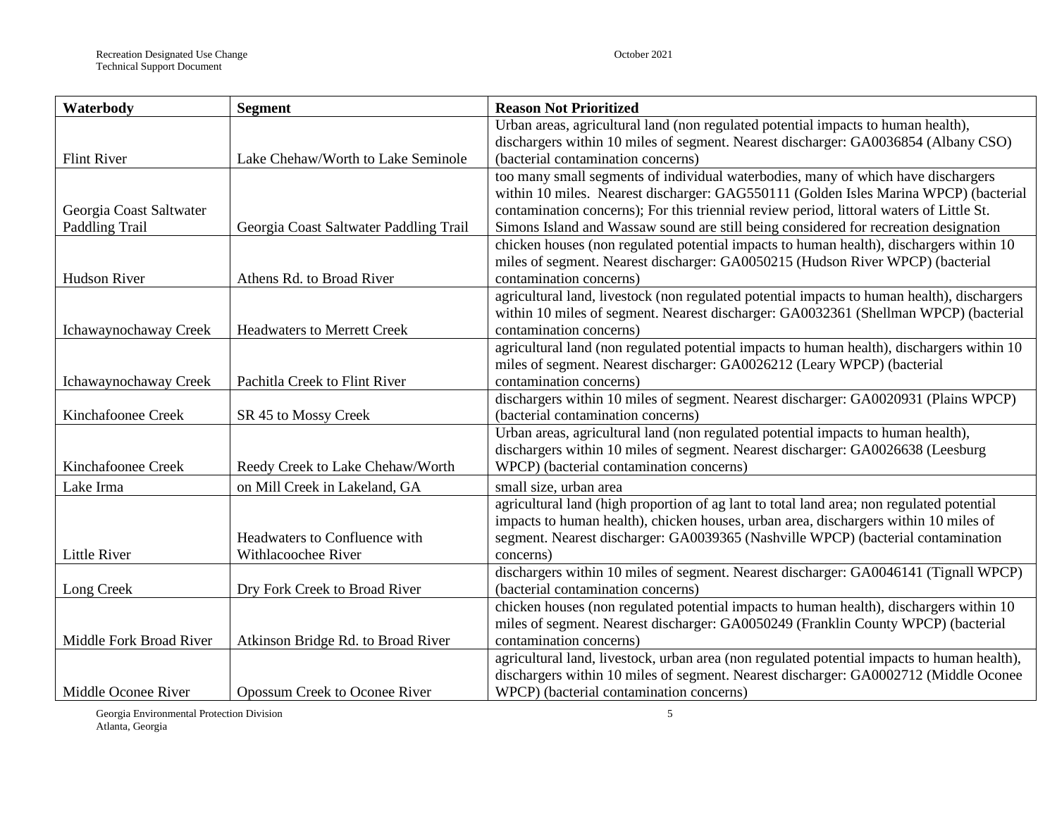| Waterbody | Segment | Reason Not Prioritized |
|---|---|---|
| Flint River | Lake Chehaw/Worth to Lake Seminole | Urban areas, agricultural land (non regulated potential impacts to human health), dischargers within 10 miles of segment. Nearest discharger: GA0036854 (Albany CSO) (bacterial contamination concerns) |
| Georgia Coast Saltwater Paddling Trail | Georgia Coast Saltwater Paddling Trail | too many small segments of individual waterbodies, many of which have dischargers within 10 miles. Nearest discharger: GAG550111 (Golden Isles Marina WPCP) (bacterial contamination concerns); For this triennial review period, littoral waters of Little St. Simons Island and Wassaw sound are still being considered for recreation designation |
| Hudson River | Athens Rd. to Broad River | chicken houses (non regulated potential impacts to human health), dischargers within 10 miles of segment. Nearest discharger: GA0050215 (Hudson River WPCP) (bacterial contamination concerns) |
| Ichawaynochaway Creek | Headwaters to Merrett Creek | agricultural land, livestock (non regulated potential impacts to human health), dischargers within 10 miles of segment. Nearest discharger: GA0032361 (Shellman WPCP) (bacterial contamination concerns) |
| Ichawaynochaway Creek | Pachitla Creek to Flint River | agricultural land (non regulated potential impacts to human health), dischargers within 10 miles of segment. Nearest discharger: GA0026212 (Leary WPCP) (bacterial contamination concerns) |
| Kinchafoonee Creek | SR 45 to Mossy Creek | dischargers within 10 miles of segment. Nearest discharger: GA0020931 (Plains WPCP) (bacterial contamination concerns) |
| Kinchafoonee Creek | Reedy Creek to Lake Chehaw/Worth | Urban areas, agricultural land (non regulated potential impacts to human health), dischargers within 10 miles of segment. Nearest discharger: GA0026638 (Leesburg WPCP) (bacterial contamination concerns) |
| Lake Irma | on Mill Creek in Lakeland, GA | small size, urban area |
| Little River | Headwaters to Confluence with Withlacoochee River | agricultural land (high proportion of ag lant to total land area; non regulated potential impacts to human health), chicken houses, urban area, dischargers within 10 miles of segment. Nearest discharger: GA0039365 (Nashville WPCP) (bacterial contamination concerns) |
| Long Creek | Dry Fork Creek to Broad River | dischargers within 10 miles of segment. Nearest discharger: GA0046141 (Tignall WPCP) (bacterial contamination concerns) |
| Middle Fork Broad River | Atkinson Bridge Rd. to Broad River | chicken houses (non regulated potential impacts to human health), dischargers within 10 miles of segment. Nearest discharger: GA0050249 (Franklin County WPCP) (bacterial contamination concerns) |
| Middle Oconee River | Opossum Creek to Oconee River | agricultural land, livestock, urban area (non regulated potential impacts to human health), dischargers within 10 miles of segment. Nearest discharger: GA0002712 (Middle Oconee WPCP) (bacterial contamination concerns) |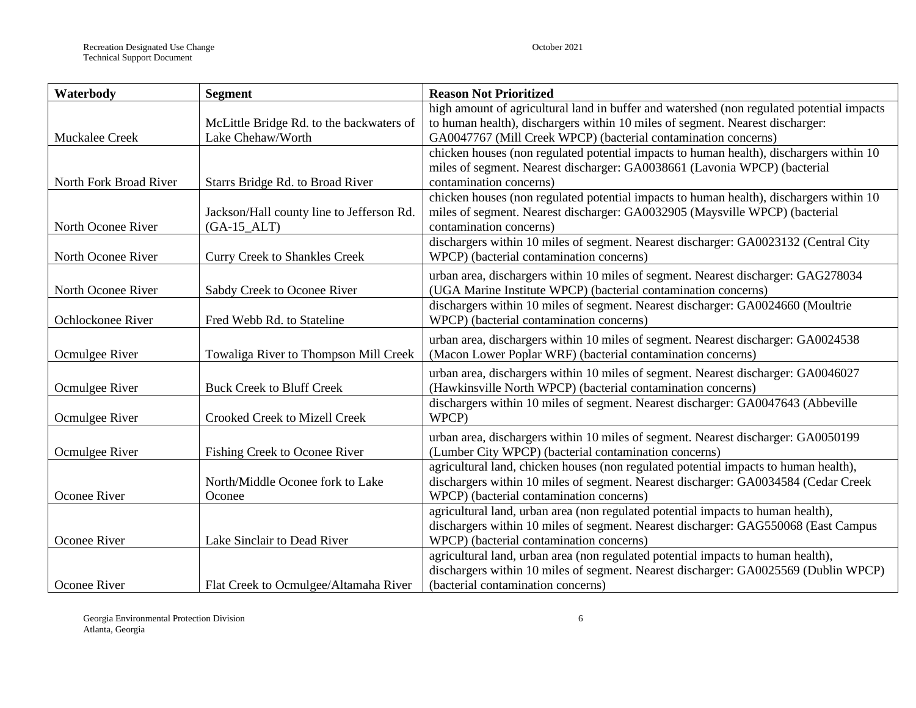| Waterbody | Segment | Reason Not Prioritized |
|---|---|---|
| Muckalee Creek | McLittle Bridge Rd. to the backwaters of Lake Chehaw/Worth | high amount of agricultural land in buffer and watershed (non regulated potential impacts to human health), dischargers within 10 miles of segment. Nearest discharger: GA0047767 (Mill Creek WPCP) (bacterial contamination concerns) |
| North Fork Broad River | Starrs Bridge Rd. to Broad River | chicken houses (non regulated potential impacts to human health), dischargers within 10 miles of segment. Nearest discharger: GA0038661 (Lavonia WPCP) (bacterial contamination concerns) |
| North Oconee River | Jackson/Hall county line to Jefferson Rd. (GA-15_ALT) | chicken houses (non regulated potential impacts to human health), dischargers within 10 miles of segment. Nearest discharger: GA0032905 (Maysville WPCP) (bacterial contamination concerns) |
| North Oconee River | Curry Creek to Shankles Creek | dischargers within 10 miles of segment. Nearest discharger: GA0023132 (Central City WPCP) (bacterial contamination concerns) |
| North Oconee River | Sabdy Creek to Oconee River | urban area, dischargers within 10 miles of segment. Nearest discharger: GAG278034 (UGA Marine Institute WPCP) (bacterial contamination concerns) |
| Ochlockonee River | Fred Webb Rd. to Stateline | dischargers within 10 miles of segment. Nearest discharger: GA0024660 (Moultrie WPCP) (bacterial contamination concerns) |
| Ocmulgee River | Towaliga River to Thompson Mill Creek | urban area, dischargers within 10 miles of segment. Nearest discharger: GA0024538 (Macon Lower Poplar WRF) (bacterial contamination concerns) |
| Ocmulgee River | Buck Creek to Bluff Creek | urban area, dischargers within 10 miles of segment. Nearest discharger: GA0046027 (Hawkinsville North WPCP) (bacterial contamination concerns) |
| Ocmulgee River | Crooked Creek to Mizell Creek | dischargers within 10 miles of segment. Nearest discharger: GA0047643 (Abbeville WPCP) |
| Ocmulgee River | Fishing Creek to Oconee River | urban area, dischargers within 10 miles of segment. Nearest discharger: GA0050199 (Lumber City WPCP) (bacterial contamination concerns) |
| Oconee River | North/Middle Oconee fork to Lake Oconee | agricultural land, chicken houses (non regulated potential impacts to human health), dischargers within 10 miles of segment. Nearest discharger: GA0034584 (Cedar Creek WPCP) (bacterial contamination concerns) |
| Oconee River | Lake Sinclair to Dead River | agricultural land, urban area (non regulated potential impacts to human health), dischargers within 10 miles of segment. Nearest discharger: GAG550068 (East Campus WPCP) (bacterial contamination concerns) |
| Oconee River | Flat Creek to Ocmulgee/Altamaha River | agricultural land, urban area (non regulated potential impacts to human health), dischargers within 10 miles of segment. Nearest discharger: GA0025569 (Dublin WPCP) (bacterial contamination concerns) |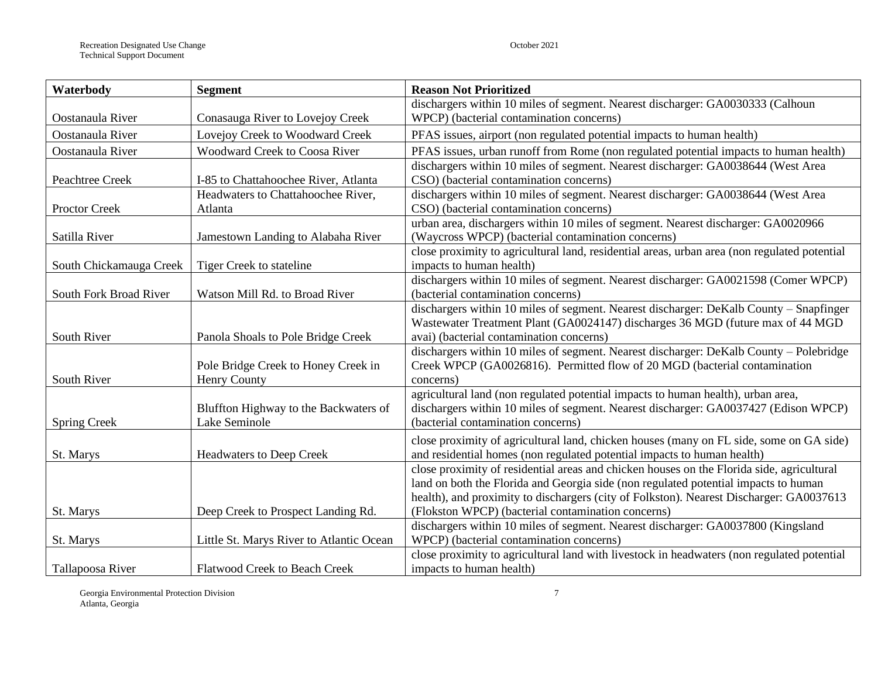| Waterbody | Segment | Reason Not Prioritized |
|---|---|---|
| Oostanaula River | Conasauga River to Lovejoy Creek | dischargers within 10 miles of segment. Nearest discharger: GA0030333 (Calhoun WPCP) (bacterial contamination concerns) |
| Oostanaula River | Lovejoy Creek to Woodward Creek | PFAS issues, airport (non regulated potential impacts to human health) |
| Oostanaula River | Woodward Creek to Coosa River | PFAS issues, urban runoff from Rome (non regulated potential impacts to human health) |
| Peachtree Creek | I-85 to Chattahoochee River, Atlanta | dischargers within 10 miles of segment. Nearest discharger: GA0038644 (West Area CSO) (bacterial contamination concerns) |
| Proctor Creek | Headwaters to Chattahoochee River, Atlanta | dischargers within 10 miles of segment. Nearest discharger: GA0038644 (West Area CSO) (bacterial contamination concerns) |
| Satilla River | Jamestown Landing to Alabaha River | urban area, dischargers within 10 miles of segment. Nearest discharger: GA0020966 (Waycross WPCP) (bacterial contamination concerns) |
| South Chickamauga Creek | Tiger Creek to stateline | close proximity to agricultural land, residential areas, urban area (non regulated potential impacts to human health) |
| South Fork Broad River | Watson Mill Rd. to Broad River | dischargers within 10 miles of segment. Nearest discharger: GA0021598 (Comer WPCP) (bacterial contamination concerns) |
| South River | Panola Shoals to Pole Bridge Creek | dischargers within 10 miles of segment. Nearest discharger: DeKalb County – Snapfinger Wastewater Treatment Plant (GA0024147) discharges 36 MGD (future max of 44 MGD avai) (bacterial contamination concerns) |
| South River | Pole Bridge Creek to Honey Creek in Henry County | dischargers within 10 miles of segment. Nearest discharger: DeKalb County – Polebridge Creek WPCP (GA0026816). Permitted flow of 20 MGD (bacterial contamination concerns) |
| Spring Creek | Bluffton Highway to the Backwaters of Lake Seminole | agricultural land (non regulated potential impacts to human health), urban area, dischargers within 10 miles of segment. Nearest discharger: GA0037427 (Edison WPCP) (bacterial contamination concerns) |
| St. Marys | Headwaters to Deep Creek | close proximity of agricultural land, chicken houses (many on FL side, some on GA side) and residential homes (non regulated potential impacts to human health) |
| St. Marys | Deep Creek to Prospect Landing Rd. | close proximity of residential areas and chicken houses on the Florida side, agricultural land on both the Florida and Georgia side (non regulated potential impacts to human health), and proximity to dischargers (city of Folkston). Nearest Discharger: GA0037613 (Flokston WPCP) (bacterial contamination concerns) |
| St. Marys | Little St. Marys River to Atlantic Ocean | dischargers within 10 miles of segment. Nearest discharger: GA0037800 (Kingsland WPCP) (bacterial contamination concerns) |
| Tallapoosa River | Flatwood Creek to Beach Creek | close proximity to agricultural land with livestock in headwaters (non regulated potential impacts to human health) |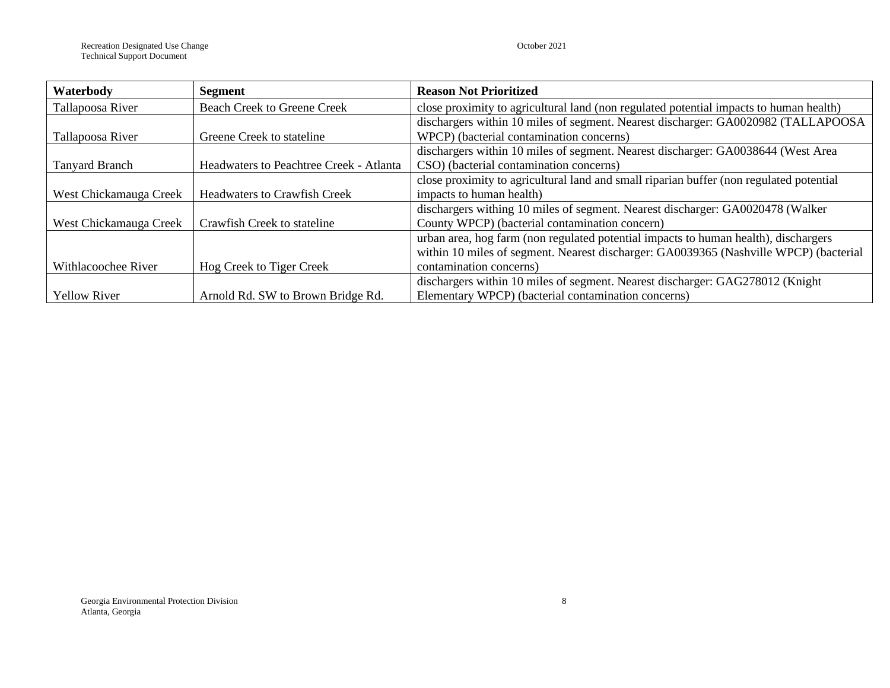| Waterbody | Segment | Reason Not Prioritized |
| --- | --- | --- |
| Tallapoosa River | Beach Creek to Greene Creek | close proximity to agricultural land (non regulated potential impacts to human health) |
| Tallapoosa River | Greene Creek to stateline | dischargers within 10 miles of segment. Nearest discharger: GA0020982 (TALLAPOOSA WPCP) (bacterial contamination concerns) |
| Tanyard Branch | Headwaters to Peachtree Creek - Atlanta | dischargers within 10 miles of segment. Nearest discharger: GA0038644 (West Area CSO) (bacterial contamination concerns) |
| West Chickamauga Creek | Headwaters to Crawfish Creek | close proximity to agricultural land and small riparian buffer (non regulated potential impacts to human health) |
| West Chickamauga Creek | Crawfish Creek to stateline | dischargers withing 10 miles of segment. Nearest discharger: GA0020478 (Walker County WPCP) (bacterial contamination concern) |
| Withlacoochee River | Hog Creek to Tiger Creek | urban area, hog farm (non regulated potential impacts to human health), dischargers within 10 miles of segment. Nearest discharger: GA0039365 (Nashville WPCP) (bacterial contamination concerns) |
| Yellow River | Arnold Rd. SW to Brown Bridge Rd. | dischargers within 10 miles of segment. Nearest discharger: GAG278012 (Knight Elementary WPCP) (bacterial contamination concerns) |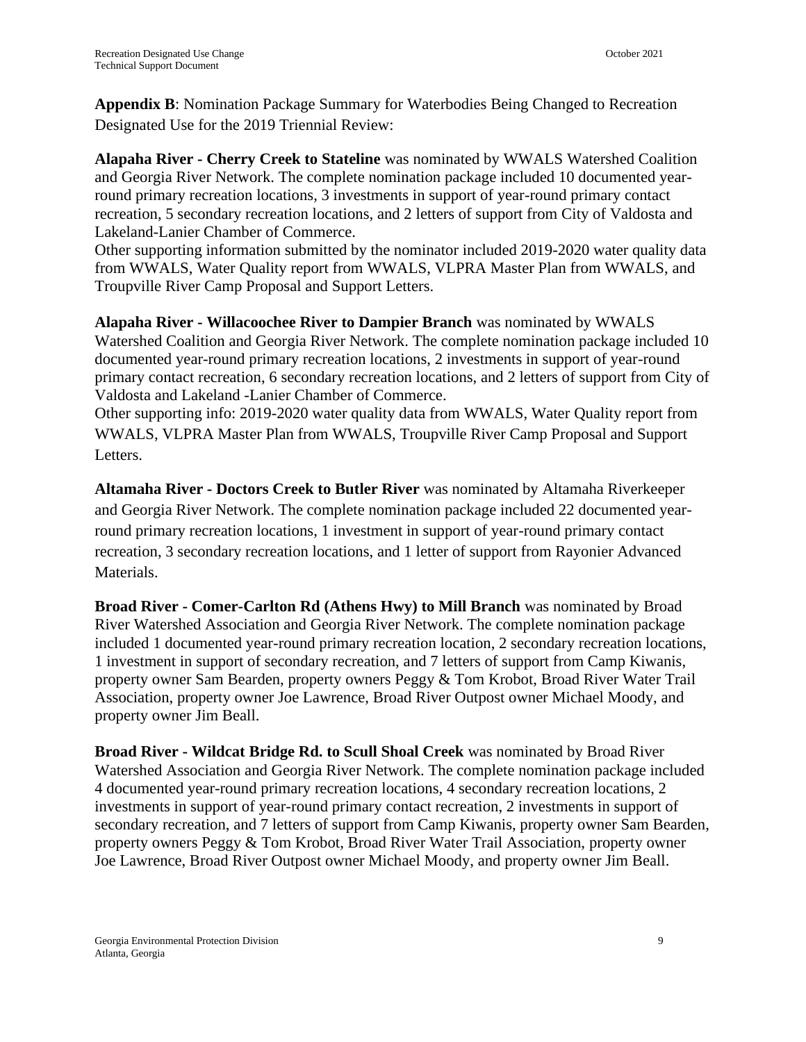**Appendix B**: Nomination Package Summary for Waterbodies Being Changed to Recreation Designated Use for the 2019 Triennial Review:

**Alapaha River - Cherry Creek to Stateline** was nominated by WWALS Watershed Coalition and Georgia River Network. The complete nomination package included 10 documented year-round primary recreation locations, 3 investments in support of year-round primary contact recreation, 5 secondary recreation locations, and 2 letters of support from City of Valdosta and Lakeland-Lanier Chamber of Commerce.
Other supporting information submitted by the nominator included 2019-2020 water quality data from WWALS, Water Quality report from WWALS, VLPRA Master Plan from WWALS, and Troupville River Camp Proposal and Support Letters.

**Alapaha River - Willacoochee River to Dampier Branch** was nominated by WWALS Watershed Coalition and Georgia River Network. The complete nomination package included 10 documented year-round primary recreation locations, 2 investments in support of year-round primary contact recreation, 6 secondary recreation locations, and 2 letters of support from City of Valdosta and Lakeland -Lanier Chamber of Commerce.
Other supporting info: 2019-2020 water quality data from WWALS, Water Quality report from WWALS, VLPRA Master Plan from WWALS, Troupville River Camp Proposal and Support Letters.

**Altamaha River - Doctors Creek to Butler River** was nominated by Altamaha Riverkeeper and Georgia River Network. The complete nomination package included 22 documented year-round primary recreation locations, 1 investment in support of year-round primary contact recreation, 3 secondary recreation locations, and 1 letter of support from Rayonier Advanced Materials.

**Broad River - Comer-Carlton Rd (Athens Hwy) to Mill Branch** was nominated by Broad River Watershed Association and Georgia River Network. The complete nomination package included 1 documented year-round primary recreation location, 2 secondary recreation locations, 1 investment in support of secondary recreation, and 7 letters of support from Camp Kiwanis, property owner Sam Bearden, property owners Peggy & Tom Krobot, Broad River Water Trail Association, property owner Joe Lawrence, Broad River Outpost owner Michael Moody, and property owner Jim Beall.

**Broad River - Wildcat Bridge Rd. to Scull Shoal Creek** was nominated by Broad River Watershed Association and Georgia River Network. The complete nomination package included 4 documented year-round primary recreation locations, 4 secondary recreation locations, 2 investments in support of year-round primary contact recreation, 2 investments in support of secondary recreation, and 7 letters of support from Camp Kiwanis, property owner Sam Bearden, property owners Peggy & Tom Krobot, Broad River Water Trail Association, property owner Joe Lawrence, Broad River Outpost owner Michael Moody, and property owner Jim Beall.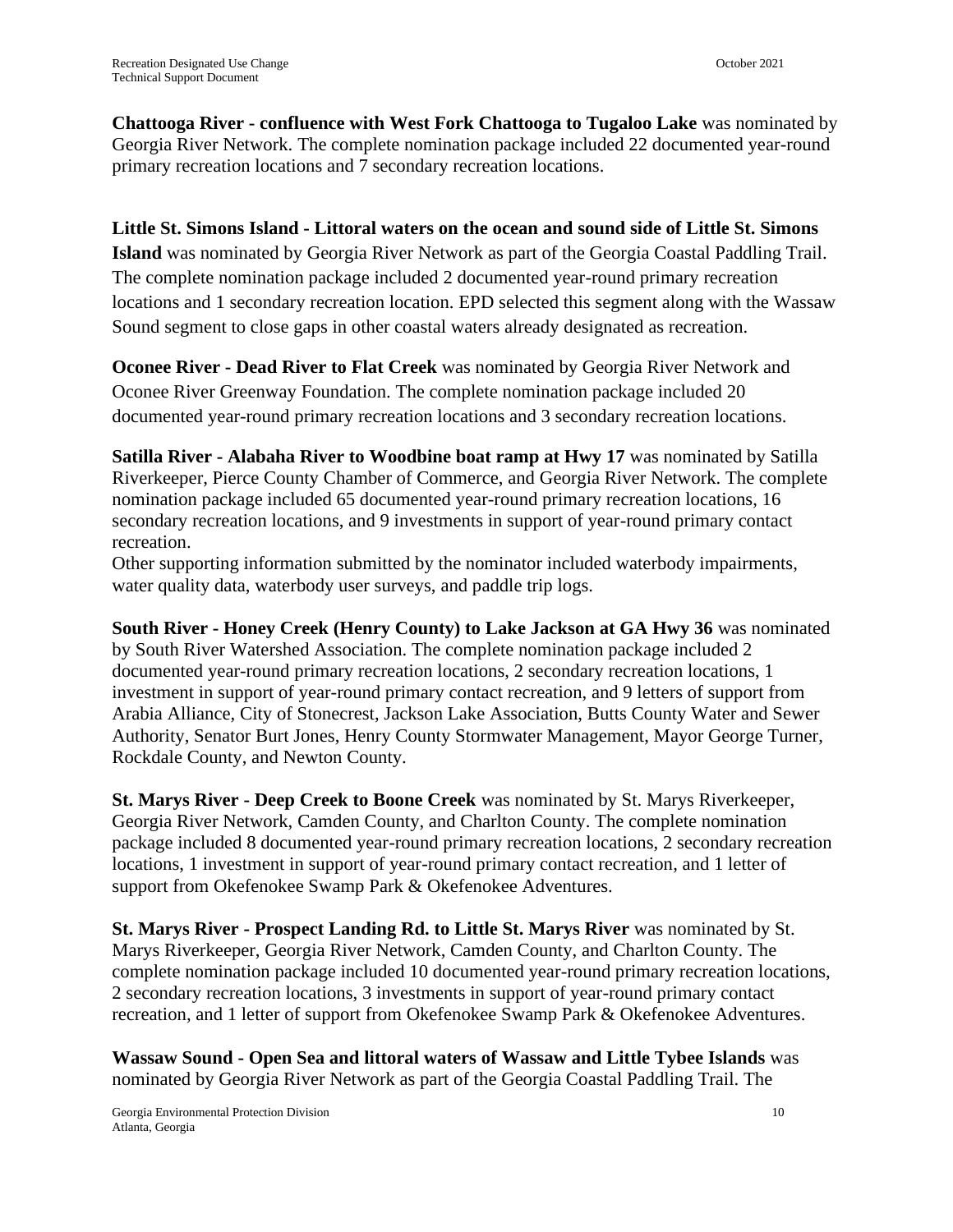**Chattooga River - confluence with West Fork Chattooga to Tugaloo Lake** was nominated by Georgia River Network. The complete nomination package included 22 documented year-round primary recreation locations and 7 secondary recreation locations.

**Little St. Simons Island - Littoral waters on the ocean and sound side of Little St. Simons Island** was nominated by Georgia River Network as part of the Georgia Coastal Paddling Trail. The complete nomination package included 2 documented year-round primary recreation locations and 1 secondary recreation location. EPD selected this segment along with the Wassaw Sound segment to close gaps in other coastal waters already designated as recreation.

**Oconee River - Dead River to Flat Creek** was nominated by Georgia River Network and Oconee River Greenway Foundation. The complete nomination package included 20 documented year-round primary recreation locations and 3 secondary recreation locations.

**Satilla River - Alabaha River to Woodbine boat ramp at Hwy 17** was nominated by Satilla Riverkeeper, Pierce County Chamber of Commerce, and Georgia River Network. The complete nomination package included 65 documented year-round primary recreation locations, 16 secondary recreation locations, and 9 investments in support of year-round primary contact recreation.
Other supporting information submitted by the nominator included waterbody impairments, water quality data, waterbody user surveys, and paddle trip logs.

**South River - Honey Creek (Henry County) to Lake Jackson at GA Hwy 36** was nominated by South River Watershed Association. The complete nomination package included 2 documented year-round primary recreation locations, 2 secondary recreation locations, 1 investment in support of year-round primary contact recreation, and 9 letters of support from Arabia Alliance, City of Stonecrest, Jackson Lake Association, Butts County Water and Sewer Authority, Senator Burt Jones, Henry County Stormwater Management, Mayor George Turner, Rockdale County, and Newton County.

**St. Marys River - Deep Creek to Boone Creek** was nominated by St. Marys Riverkeeper, Georgia River Network, Camden County, and Charlton County. The complete nomination package included 8 documented year-round primary recreation locations, 2 secondary recreation locations, 1 investment in support of year-round primary contact recreation, and 1 letter of support from Okefenokee Swamp Park & Okefenokee Adventures.

**St. Marys River - Prospect Landing Rd. to Little St. Marys River** was nominated by St. Marys Riverkeeper, Georgia River Network, Camden County, and Charlton County. The complete nomination package included 10 documented year-round primary recreation locations, 2 secondary recreation locations, 3 investments in support of year-round primary contact recreation, and 1 letter of support from Okefenokee Swamp Park & Okefenokee Adventures.

**Wassaw Sound - Open Sea and littoral waters of Wassaw and Little Tybee Islands** was nominated by Georgia River Network as part of the Georgia Coastal Paddling Trail. The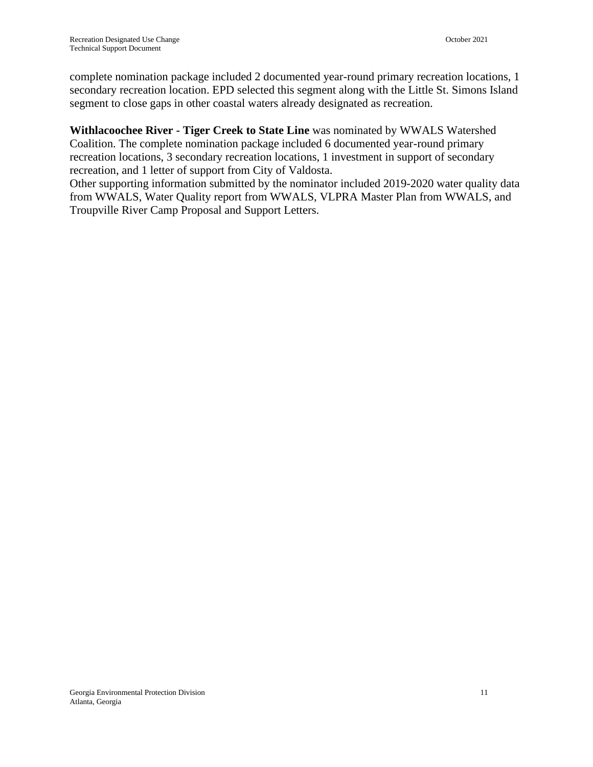complete nomination package included 2 documented year-round primary recreation locations, 1 secondary recreation location. EPD selected this segment along with the Little St. Simons Island segment to close gaps in other coastal waters already designated as recreation.

**Withlacoochee River - Tiger Creek to State Line** was nominated by WWALS Watershed Coalition. The complete nomination package included 6 documented year-round primary recreation locations, 3 secondary recreation locations, 1 investment in support of secondary recreation, and 1 letter of support from City of Valdosta.
Other supporting information submitted by the nominator included 2019-2020 water quality data from WWALS, Water Quality report from WWALS, VLPRA Master Plan from WWALS, and Troupville River Camp Proposal and Support Letters.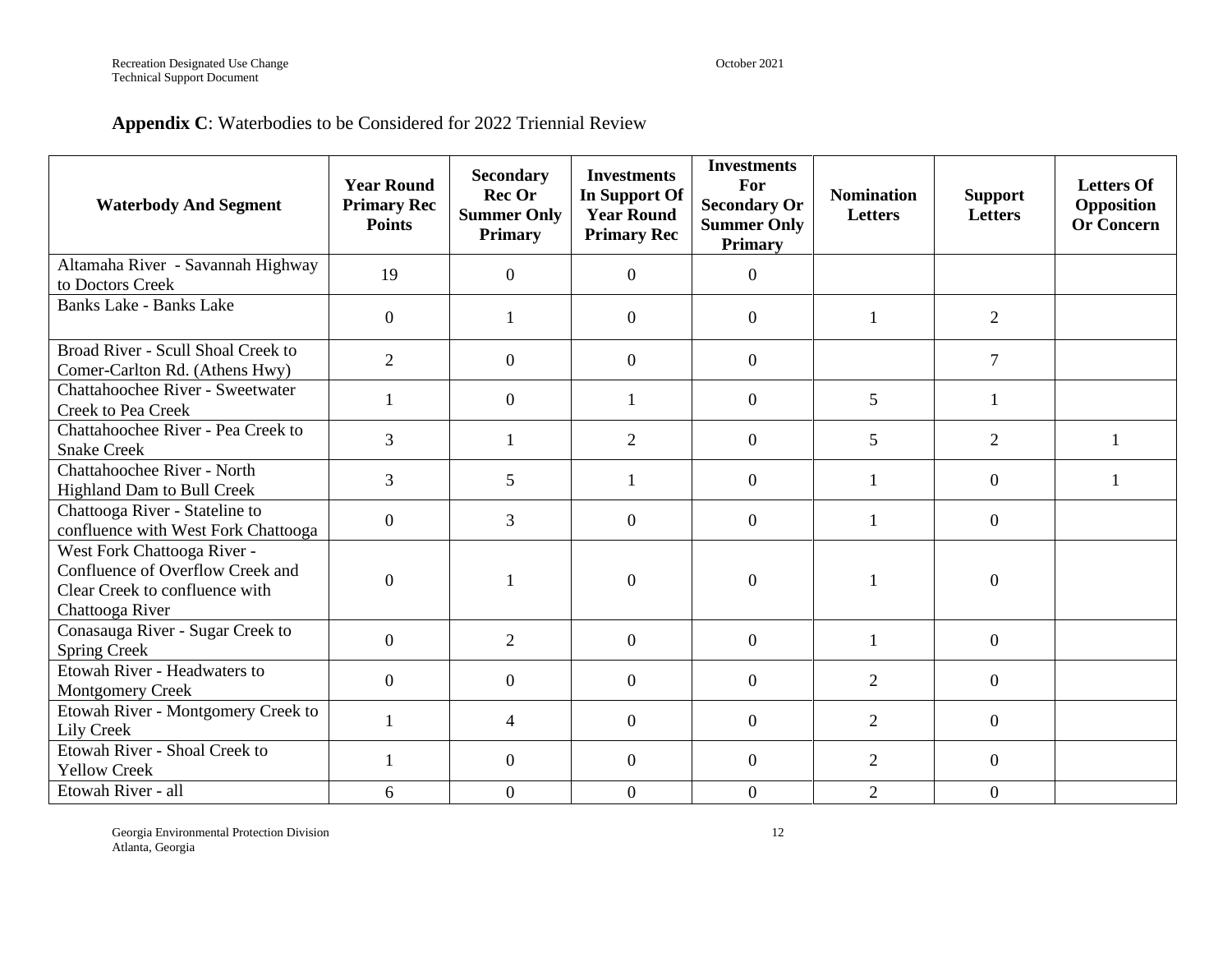**Appendix C**: Waterbodies to be Considered for 2022 Triennial Review

| Waterbody And Segment | Year Round Primary Rec Points | Secondary Rec Or Summer Only Primary | Investments In Support Of Year Round Primary Rec | Investments For Secondary Or Summer Only Primary | Nomination Letters | Support Letters | Letters Of Opposition Or Concern |
|---|---|---|---|---|---|---|---|
| Altamaha River - Savannah Highway to Doctors Creek | 19 | 0 | 0 | 0 | | | |
| Banks Lake - Banks Lake | 0 | 1 | 0 | 0 | 1 | 2 | |
| Broad River - Scull Shoal Creek to Comer-Carlton Rd. (Athens Hwy) | 2 | 0 | 0 | 0 | | 7 | |
| Chattahoochee River - Sweetwater Creek to Pea Creek | 1 | 0 | 1 | 0 | 5 | 1 | |
| Chattahoochee River - Pea Creek to Snake Creek | 3 | 1 | 2 | 0 | 5 | 2 | 1 |
| Chattahoochee River - North Highland Dam to Bull Creek | 3 | 5 | 1 | 0 | 1 | 0 | 1 |
| Chattooga River - Stateline to confluence with West Fork Chattooga | 0 | 3 | 0 | 0 | 1 | 0 | |
| West Fork Chattooga River - Confluence of Overflow Creek and Clear Creek to confluence with Chattooga River | 0 | 1 | 0 | 0 | 1 | 0 | |
| Conasauga River - Sugar Creek to Spring Creek | 0 | 2 | 0 | 0 | 1 | 0 | |
| Etowah River - Headwaters to Montgomery Creek | 0 | 0 | 0 | 0 | 2 | 0 | |
| Etowah River - Montgomery Creek to Lily Creek | 1 | 4 | 0 | 0 | 2 | 0 | |
| Etowah River - Shoal Creek to Yellow Creek | 1 | 0 | 0 | 0 | 2 | 0 | |
| Etowah River - all | 6 | 0 | 0 | 0 | 2 | 0 | |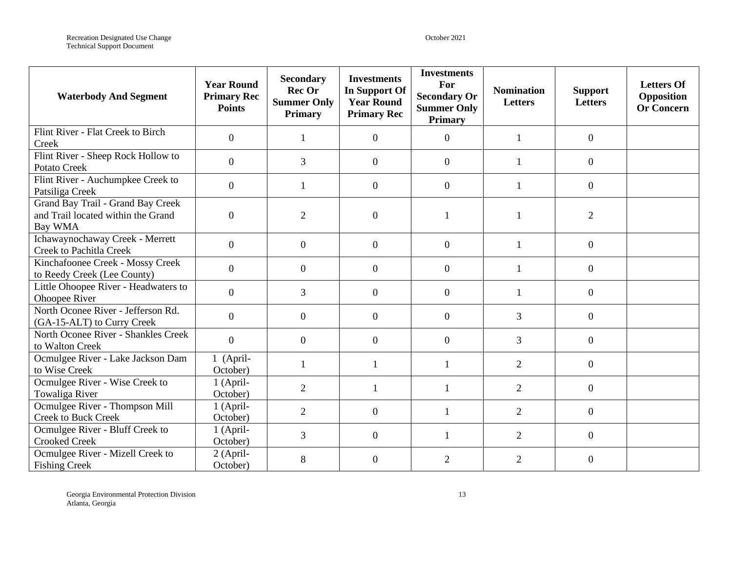| Waterbody And Segment | Year Round Primary Rec Points | Secondary Rec Or Summer Only Primary | Investments In Support Of Year Round Primary Rec | Investments For Secondary Or Summer Only Primary | Nomination Letters | Support Letters | Letters Of Opposition Or Concern |
|---|---|---|---|---|---|---|---|
| Flint River - Flat Creek to Birch Creek | 0 | 1 | 0 | 0 | 1 | 0 | |
| Flint River - Sheep Rock Hollow to Potato Creek | 0 | 3 | 0 | 0 | 1 | 0 | |
| Flint River - Auchumpkee Creek to Patsiliga Creek | 0 | 1 | 0 | 0 | 1 | 0 | |
| Grand Bay Trail - Grand Bay Creek and Trail located within the Grand Bay WMA | 0 | 2 | 0 | 1 | 1 | 2 | |
| Ichawaynochaway Creek - Merrett Creek to Pachitla Creek | 0 | 0 | 0 | 0 | 1 | 0 | |
| Kinchafoonee Creek - Mossy Creek to Reedy Creek (Lee County) | 0 | 0 | 0 | 0 | 1 | 0 | |
| Little Ohoopee River - Headwaters to Ohoopee River | 0 | 3 | 0 | 0 | 1 | 0 | |
| North Oconee River - Jefferson Rd. (GA-15-ALT) to Curry Creek | 0 | 0 | 0 | 0 | 3 | 0 | |
| North Oconee River - Shankles Creek to Walton Creek | 0 | 0 | 0 | 0 | 3 | 0 | |
| Ocmulgee River - Lake Jackson Dam to Wise Creek | 1 (April-October) | 1 | 1 | 1 | 2 | 0 | |
| Ocmulgee River - Wise Creek to Towaliga River | 1 (April-October) | 2 | 1 | 1 | 2 | 0 | |
| Ocmulgee River - Thompson Mill Creek to Buck Creek | 1 (April-October) | 2 | 0 | 1 | 2 | 0 | |
| Ocmulgee River - Bluff Creek to Crooked Creek | 1 (April-October) | 3 | 0 | 1 | 2 | 0 | |
| Ocmulgee River - Mizell Creek to Fishing Creek | 2 (April-October) | 8 | 0 | 2 | 2 | 0 | |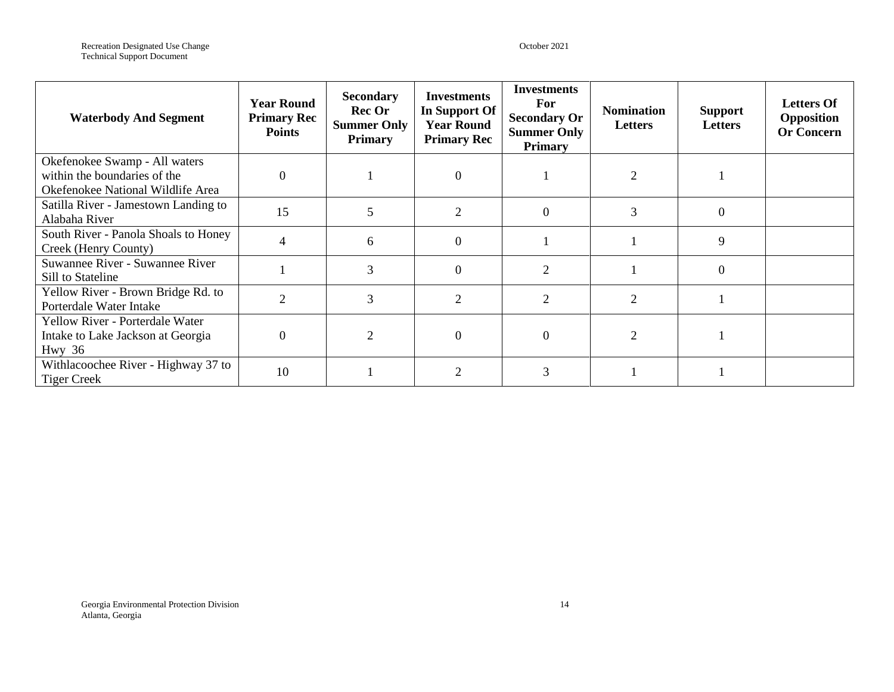| Waterbody And Segment | Year Round Primary Rec Points | Secondary Rec Or Summer Only Primary | Investments In Support Of Year Round Primary Rec | Investments For Secondary Or Summer Only Primary | Nomination Letters | Support Letters | Letters Of Opposition Or Concern |
|---|---|---|---|---|---|---|---|
| Okefenokee Swamp - All waters within the boundaries of the Okefenokee National Wildlife Area | 0 | 1 | 0 | 1 | 2 | 1 | |
| Satilla River - Jamestown Landing to Alabaha River | 15 | 5 | 2 | 0 | 3 | 0 | |
| South River - Panola Shoals to Honey Creek (Henry County) | 4 | 6 | 0 | 1 | 1 | 9 | |
| Suwannee River - Suwannee River Sill to Stateline | 1 | 3 | 0 | 2 | 1 | 0 | |
| Yellow River - Brown Bridge Rd. to Porterdale Water Intake | 2 | 3 | 2 | 2 | 2 | 1 | |
| Yellow River - Porterdale Water Intake to Lake Jackson at Georgia Hwy 36 | 0 | 2 | 0 | 0 | 2 | 1 | |
| Withlacoochee River - Highway 37 to Tiger Creek | 10 | 1 | 2 | 3 | 1 | 1 | |